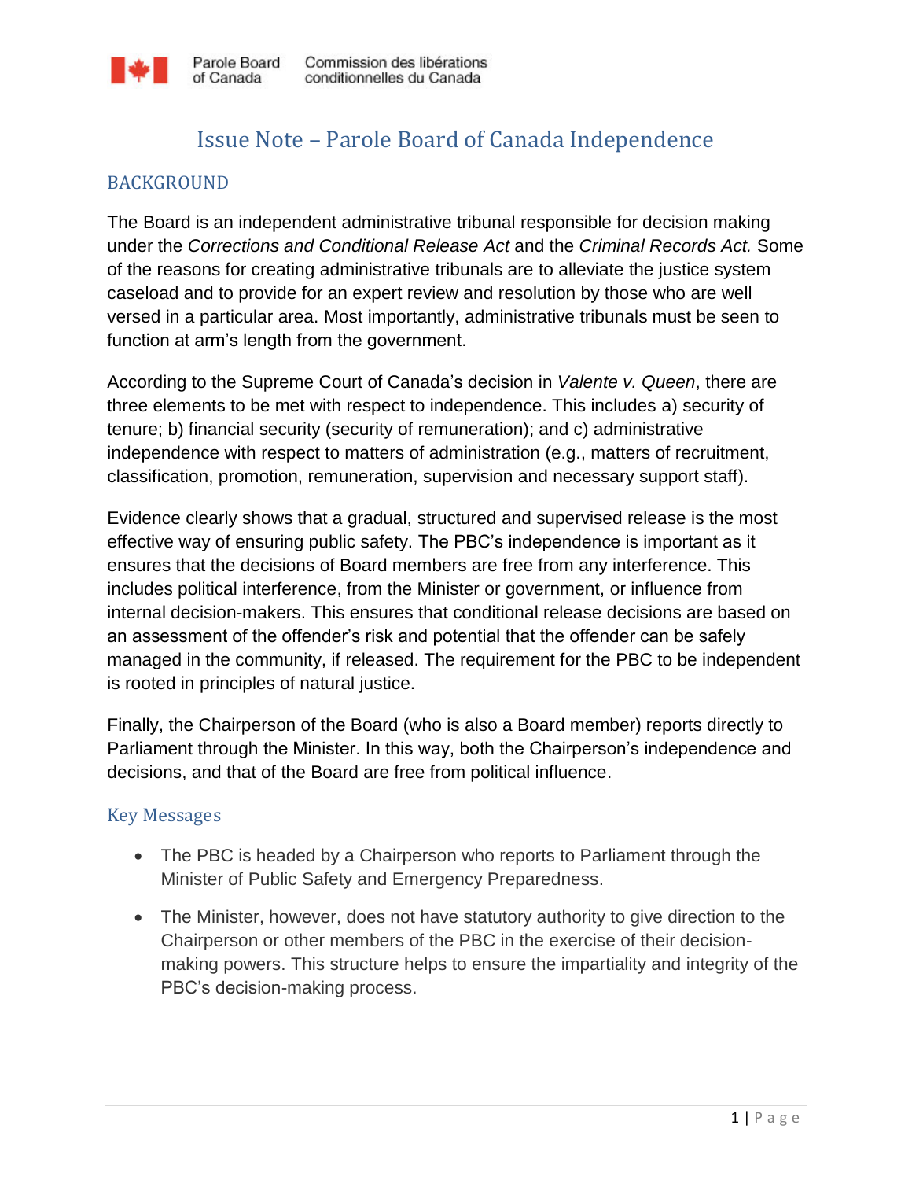# Issue Note – Parole Board of Canada Independence

## BACKGROUND

The Board is an independent administrative tribunal responsible for decision making under the *Corrections and Conditional Release Act* and the *Criminal Records Act.* Some of the reasons for creating administrative tribunals are to alleviate the justice system caseload and to provide for an expert review and resolution by those who are well versed in a particular area. Most importantly, administrative tribunals must be seen to function at arm's length from the government.

According to the Supreme Court of Canada's decision in *Valente v. Queen*, there are three elements to be met with respect to independence. This includes a) security of tenure; b) financial security (security of remuneration); and c) administrative independence with respect to matters of administration (e.g., matters of recruitment, classification, promotion, remuneration, supervision and necessary support staff).

Evidence clearly shows that a gradual, structured and supervised release is the most effective way of ensuring public safety. The PBC's independence is important as it ensures that the decisions of Board members are free from any interference. This includes political interference, from the Minister or government, or influence from internal decision-makers. This ensures that conditional release decisions are based on an assessment of the offender's risk and potential that the offender can be safely managed in the community, if released. The requirement for the PBC to be independent is rooted in principles of natural justice.

Finally, the Chairperson of the Board (who is also a Board member) reports directly to Parliament through the Minister. In this way, both the Chairperson's independence and decisions, and that of the Board are free from political influence.

## Key Messages

- The PBC is headed by a Chairperson who reports to Parliament through the Minister of Public Safety and Emergency Preparedness.
- The Minister, however, does not have statutory authority to give direction to the Chairperson or other members of the PBC in the exercise of their decision-making powers. This structure helps to ensure the impartiality and integrity of the PBC's decision-making process.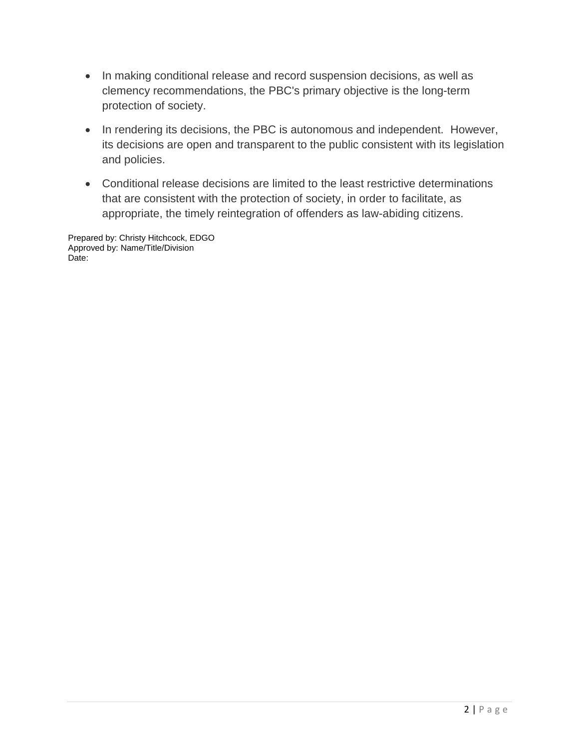- In making conditional release and record suspension decisions, as well as clemency recommendations, the PBC's primary objective is the long-term protection of society.
- In rendering its decisions, the PBC is autonomous and independent. However, its decisions are open and transparent to the public consistent with its legislation and policies.
- Conditional release decisions are limited to the least restrictive determinations that are consistent with the protection of society, in order to facilitate, as appropriate, the timely reintegration of offenders as law-abiding citizens.

Prepared by: Christy Hitchcock, EDGO
Approved by: Name/Title/Division
Date: